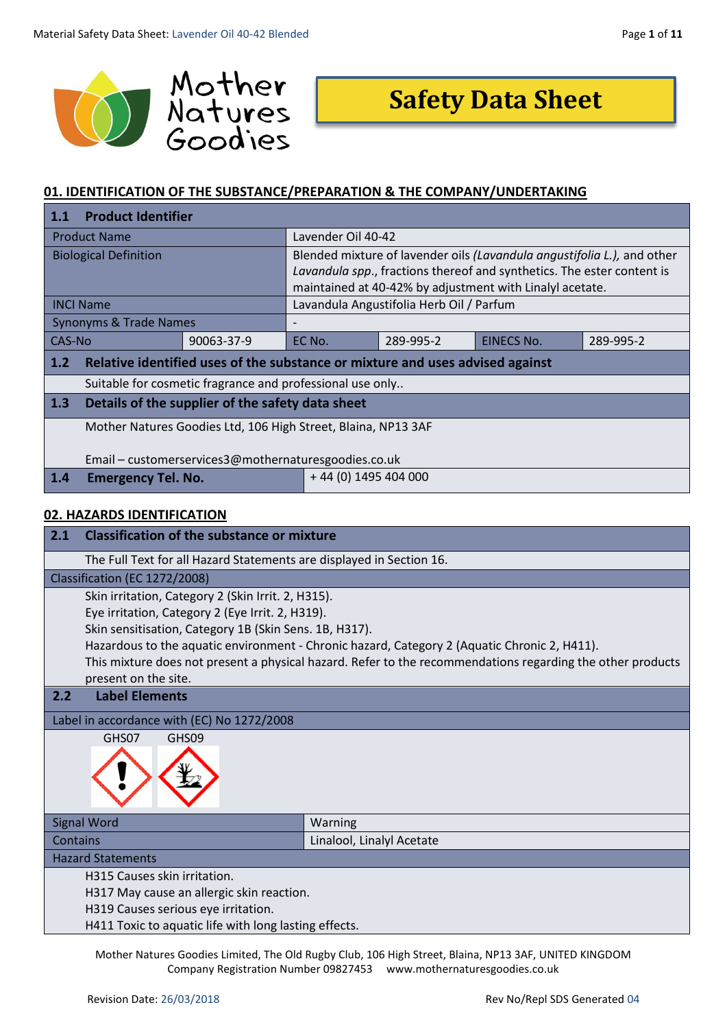# Safety Data Sheet

Mother Natures Goodies

## 01. IDENTIFICATION OF THE SUBSTANCE/PREPARATION & THE COMPANY/UNDERTAKING

### 1.1 Product Identifier

| | | | | | |
|---|---|---|---|---|---|
| Product Name | | Lavender Oil 40-42 | | | |
| Biological Definition | | Blended mixture of lavender oils *(Lavandula angustifolia L.),* and other *Lavandula spp*., fractions thereof and synthetics. The ester content is maintained at 40-42% by adjustment with Linalyl acetate. | | | |
| INCI Name | | Lavandula Angustifolia Herb Oil / Parfum | | | |
| Synonyms & Trade Names | | - | | | |
| CAS-No | 90063-37-9 | EC No. | 289-995-2 | EINECS No. | 289-995-2 |

### 1.2 Relative identified uses of the substance or mixture and uses advised against

Suitable for cosmetic fragrance and professional use only..

### 1.3 Details of the supplier of the safety data sheet

Mother Natures Goodies Ltd, 106 High Street, Blaina, NP13 3AF

Email – customerservices3@mothernaturesgoodies.co.uk

### 1.4 Emergency Tel. No.

+ 44 (0) 1495 404 000

## 02. HAZARDS IDENTIFICATION

### 2.1 Classification of the substance or mixture

The Full Text for all Hazard Statements are displayed in Section 16.

**Classification (EC 1272/2008)**

Skin irritation, Category 2 (Skin Irrit. 2, H315).
Eye irritation, Category 2 (Eye Irrit. 2, H319).
Skin sensitisation, Category 1B (Skin Sens. 1B, H317).
Hazardous to the aquatic environment - Chronic hazard, Category 2 (Aquatic Chronic 2, H411).
This mixture does not present a physical hazard. Refer to the recommendations regarding the other products present on the site.

### 2.2 Label Elements

**Label in accordance with (EC) No 1272/2008**

GHS07 GHS09

| | |
|---|---|
| Signal Word | Warning |
| Contains | Linalool, Linalyl Acetate |

**Hazard Statements**

H315 Causes skin irritation.
H317 May cause an allergic skin reaction.
H319 Causes serious eye irritation.
H411 Toxic to aquatic life with long lasting effects.

Mother Natures Goodies Limited, The Old Rugby Club, 106 High Street, Blaina, NP13 3AF, UNITED KINGDOM
Company Registration Number 09827453 www.mothernaturesgoodies.co.uk

Revision Date: 26/03/2018 Rev No/Repl SDS Generated 04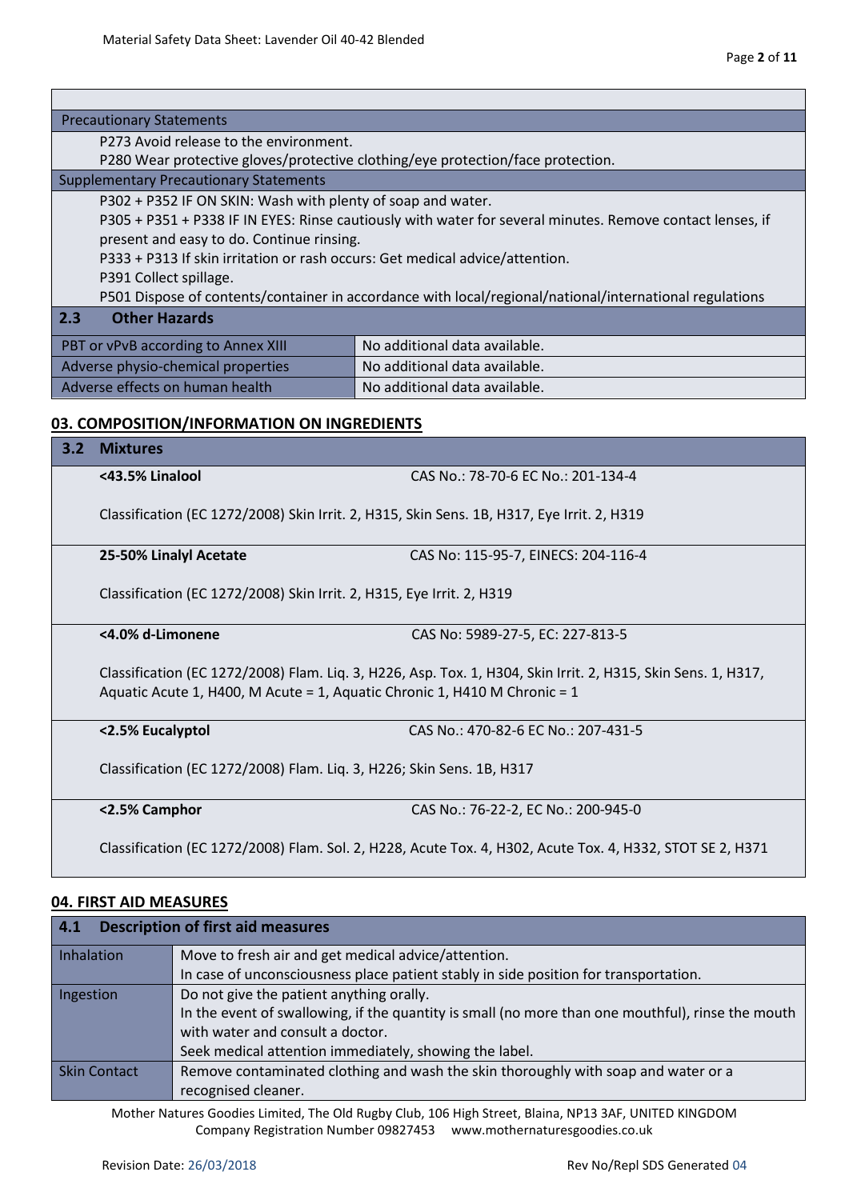| Precautionary Statements |
|---|
| P273 Avoid release to the environment.<br>P280 Wear protective gloves/protective clothing/eye protection/face protection. |

| Supplementary Precautionary Statements |
|---|
| P302 + P352 IF ON SKIN: Wash with plenty of soap and water.<br>P305 + P351 + P338 IF IN EYES: Rinse cautiously with water for several minutes. Remove contact lenses, if present and easy to do. Continue rinsing.<br>P333 + P313 If skin irritation or rash occurs: Get medical advice/attention.<br>P391 Collect spillage.<br>P501 Dispose of contents/container in accordance with local/regional/national/international regulations |

### 2.3 Other Hazards

| | |
|---|---|
| PBT or vPvB according to Annex XIII | No additional data available. |
| Adverse physio-chemical properties | No additional data available. |
| Adverse effects on human health | No additional data available. |

## 03. COMPOSITION/INFORMATION ON INGREDIENTS

### 3.2 Mixtures

**<43.5% Linalool** — CAS No.: 78-70-6 EC No.: 201-134-4

Classification (EC 1272/2008) Skin Irrit. 2, H315, Skin Sens. 1B, H317, Eye Irrit. 2, H319

**25-50% Linalyl Acetate** — CAS No: 115-95-7, EINECS: 204-116-4

Classification (EC 1272/2008) Skin Irrit. 2, H315, Eye Irrit. 2, H319

**<4.0% d-Limonene** — CAS No: 5989-27-5, EC: 227-813-5

Classification (EC 1272/2008) Flam. Liq. 3, H226, Asp. Tox. 1, H304, Skin Irrit. 2, H315, Skin Sens. 1, H317, Aquatic Acute 1, H400, M Acute = 1, Aquatic Chronic 1, H410 M Chronic = 1

**<2.5% Eucalyptol** — CAS No.: 470-82-6 EC No.: 207-431-5

Classification (EC 1272/2008) Flam. Liq. 3, H226; Skin Sens. 1B, H317

**<2.5% Camphor** — CAS No.: 76-22-2, EC No.: 200-945-0

Classification (EC 1272/2008) Flam. Sol. 2, H228, Acute Tox. 4, H302, Acute Tox. 4, H332, STOT SE 2, H371

## 04. FIRST AID MEASURES

### 4.1 Description of first aid measures

| | |
|---|---|
| Inhalation | Move to fresh air and get medical advice/attention.<br>In case of unconsciousness place patient stably in side position for transportation. |
| Ingestion | Do not give the patient anything orally.<br>In the event of swallowing, if the quantity is small (no more than one mouthful), rinse the mouth with water and consult a doctor.<br>Seek medical attention immediately, showing the label. |
| Skin Contact | Remove contaminated clothing and wash the skin thoroughly with soap and water or a recognised cleaner. |

Mother Natures Goodies Limited, The Old Rugby Club, 106 High Street, Blaina, NP13 3AF, UNITED KINGDOM
Company Registration Number 09827453 www.mothernaturesgoodies.co.uk

Revision Date: 26/03/2018 Rev No/Repl SDS Generated 04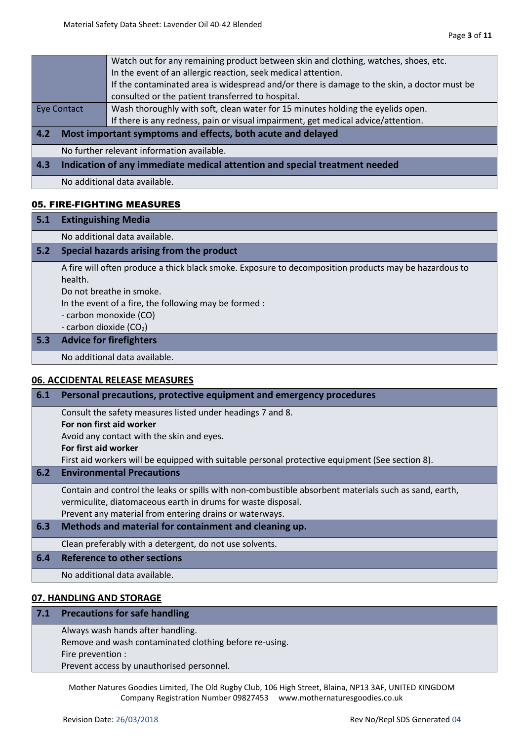| | |
|---|---|
| | Watch out for any remaining product between skin and clothing, watches, shoes, etc.<br>In the event of an allergic reaction, seek medical attention.<br>If the contaminated area is widespread and/or there is damage to the skin, a doctor must be consulted or the patient transferred to hospital. |
| Eye Contact | Wash thoroughly with soft, clean water for 15 minutes holding the eyelids open.<br>If there is any redness, pain or visual impairment, get medical advice/attention. |

### 4.2 Most important symptoms and effects, both acute and delayed

No further relevant information available.

### 4.3 Indication of any immediate medical attention and special treatment needed

No additional data available.

## 05. FIRE-FIGHTING MEASURES

### 5.1 Extinguishing Media

No additional data available.

### 5.2 Special hazards arising from the product

A fire will often produce a thick black smoke. Exposure to decomposition products may be hazardous to health.
Do not breathe in smoke.
In the event of a fire, the following may be formed :
- carbon monoxide (CO)
- carbon dioxide ($CO_2$)

### 5.3 Advice for firefighters

No additional data available.

## 06. ACCIDENTAL RELEASE MEASURES

### 6.1 Personal precautions, protective equipment and emergency procedures

Consult the safety measures listed under headings 7 and 8.
**For non first aid worker**
Avoid any contact with the skin and eyes.
**For first aid worker**
First aid workers will be equipped with suitable personal protective equipment (See section 8).

### 6.2 Environmental Precautions

Contain and control the leaks or spills with non-combustible absorbent materials such as sand, earth, vermiculite, diatomaceous earth in drums for waste disposal.
Prevent any material from entering drains or waterways.

### 6.3 Methods and material for containment and cleaning up.

Clean preferably with a detergent, do not use solvents.

### 6.4 Reference to other sections

No additional data available.

## 07. HANDLING AND STORAGE

### 7.1 Precautions for safe handling

Always wash hands after handling.
Remove and wash contaminated clothing before re-using.
Fire prevention :
Prevent access by unauthorised personnel.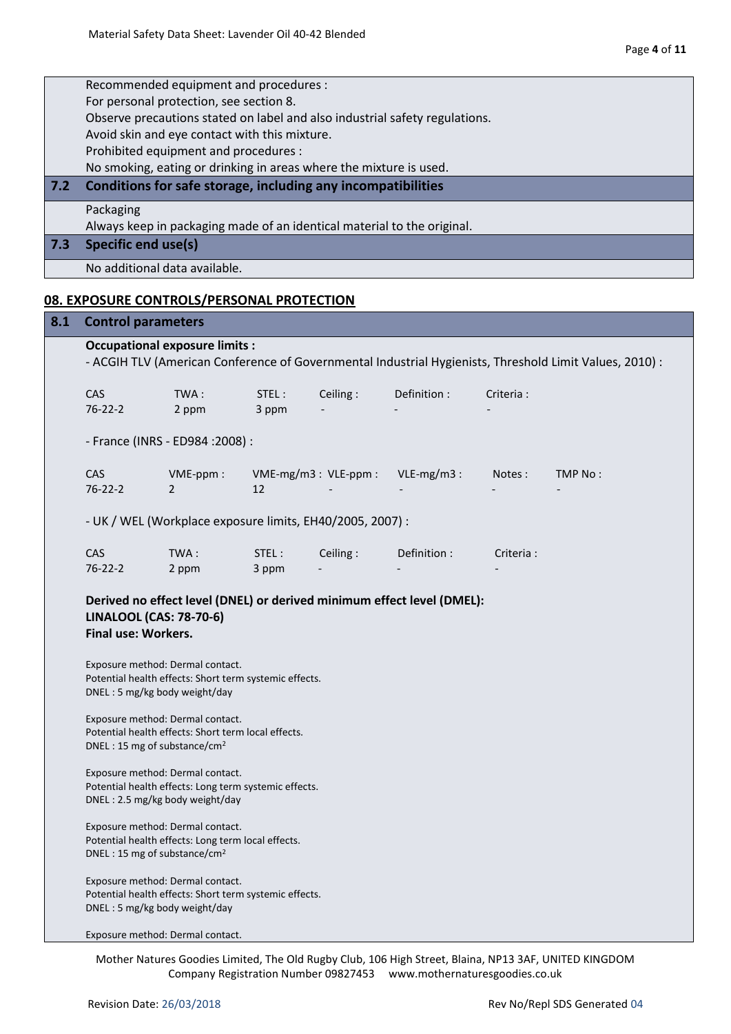Recommended equipment and procedures :

For personal protection, see section 8.

Observe precautions stated on label and also industrial safety regulations.

Avoid skin and eye contact with this mixture.

Prohibited equipment and procedures :

No smoking, eating or drinking in areas where the mixture is used.

### 7.2 Conditions for safe storage, including any incompatibilities

Packaging

Always keep in packaging made of an identical material to the original.

### 7.3 Specific end use(s)

No additional data available.

## 08. EXPOSURE CONTROLS/PERSONAL PROTECTION

### 8.1 Control parameters

**Occupational exposure limits :**

- ACGIH TLV (American Conference of Governmental Industrial Hygienists, Threshold Limit Values, 2010) :

| CAS | TWA : | STEL : | Ceiling : | Definition : | Criteria : |
|---|---|---|---|---|---|
| 76-22-2 | 2 ppm | 3 ppm | - | - | - |

- France (INRS - ED984 :2008) :

| CAS | VME-ppm : | VME-mg/m3 : | VLE-ppm : | VLE-mg/m3 : | Notes : | TMP No : |
|---|---|---|---|---|---|---|
| 76-22-2 | 2 | 12 | - | - | - | - |

- UK / WEL (Workplace exposure limits, EH40/2005, 2007) :

| CAS | TWA : | STEL : | Ceiling : | Definition : | Criteria : |
|---|---|---|---|---|---|
| 76-22-2 | 2 ppm | 3 ppm | - | - | - |

**Derived no effect level (DNEL) or derived minimum effect level (DMEL):**
**LINALOOL (CAS: 78-70-6)**
**Final use: Workers.**

Exposure method: Dermal contact.
Potential health effects: Short term systemic effects.
DNEL : 5 mg/kg body weight/day

Exposure method: Dermal contact.
Potential health effects: Short term local effects.
DNEL : 15 mg of substance/cm$^2$

Exposure method: Dermal contact.
Potential health effects: Long term systemic effects.
DNEL : 2.5 mg/kg body weight/day

Exposure method: Dermal contact.
Potential health effects: Long term local effects.
DNEL : 15 mg of substance/cm$^2$

Exposure method: Dermal contact.
Potential health effects: Short term systemic effects.
DNEL : 5 mg/kg body weight/day

Exposure method: Dermal contact.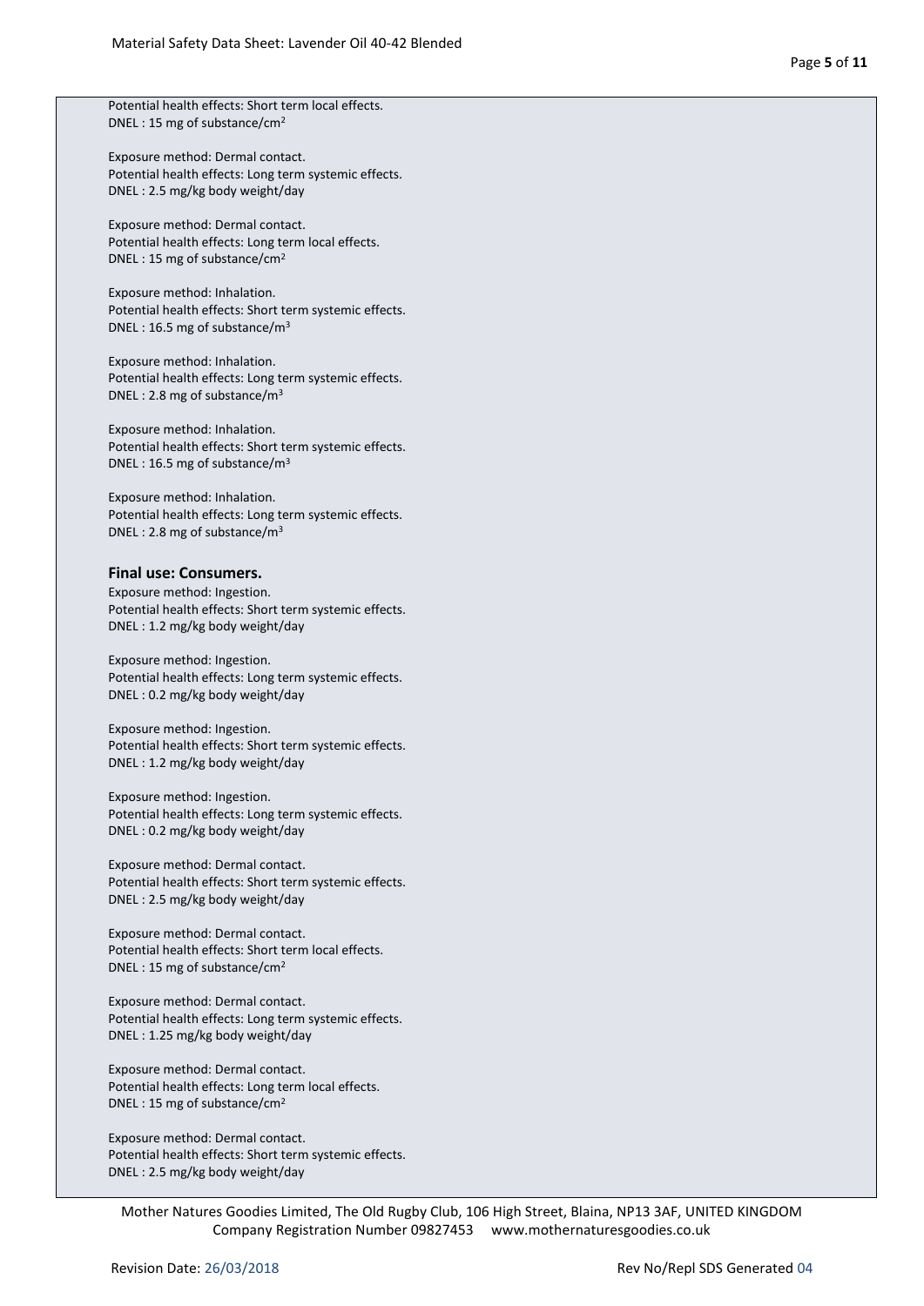Potential health effects: Short term local effects.
DNEL : 15 mg of substance/cm$^2$

Exposure method: Dermal contact.
Potential health effects: Long term systemic effects.
DNEL : 2.5 mg/kg body weight/day

Exposure method: Dermal contact.
Potential health effects: Long term local effects.
DNEL : 15 mg of substance/cm$^2$

Exposure method: Inhalation.
Potential health effects: Short term systemic effects.
DNEL : 16.5 mg of substance/m$^3$

Exposure method: Inhalation.
Potential health effects: Long term systemic effects.
DNEL : 2.8 mg of substance/m$^3$

Exposure method: Inhalation.
Potential health effects: Short term systemic effects.
DNEL : 16.5 mg of substance/m$^3$

Exposure method: Inhalation.
Potential health effects: Long term systemic effects.
DNEL : 2.8 mg of substance/m$^3$

**Final use: Consumers.**

Exposure method: Ingestion.
Potential health effects: Short term systemic effects.
DNEL : 1.2 mg/kg body weight/day

Exposure method: Ingestion.
Potential health effects: Long term systemic effects.
DNEL : 0.2 mg/kg body weight/day

Exposure method: Ingestion.
Potential health effects: Short term systemic effects.
DNEL : 1.2 mg/kg body weight/day

Exposure method: Ingestion.
Potential health effects: Long term systemic effects.
DNEL : 0.2 mg/kg body weight/day

Exposure method: Dermal contact.
Potential health effects: Short term systemic effects.
DNEL : 2.5 mg/kg body weight/day

Exposure method: Dermal contact.
Potential health effects: Short term local effects.
DNEL : 15 mg of substance/cm$^2$

Exposure method: Dermal contact.
Potential health effects: Long term systemic effects.
DNEL : 1.25 mg/kg body weight/day

Exposure method: Dermal contact.
Potential health effects: Long term local effects.
DNEL : 15 mg of substance/cm$^2$

Exposure method: Dermal contact.
Potential health effects: Short term systemic effects.
DNEL : 2.5 mg/kg body weight/day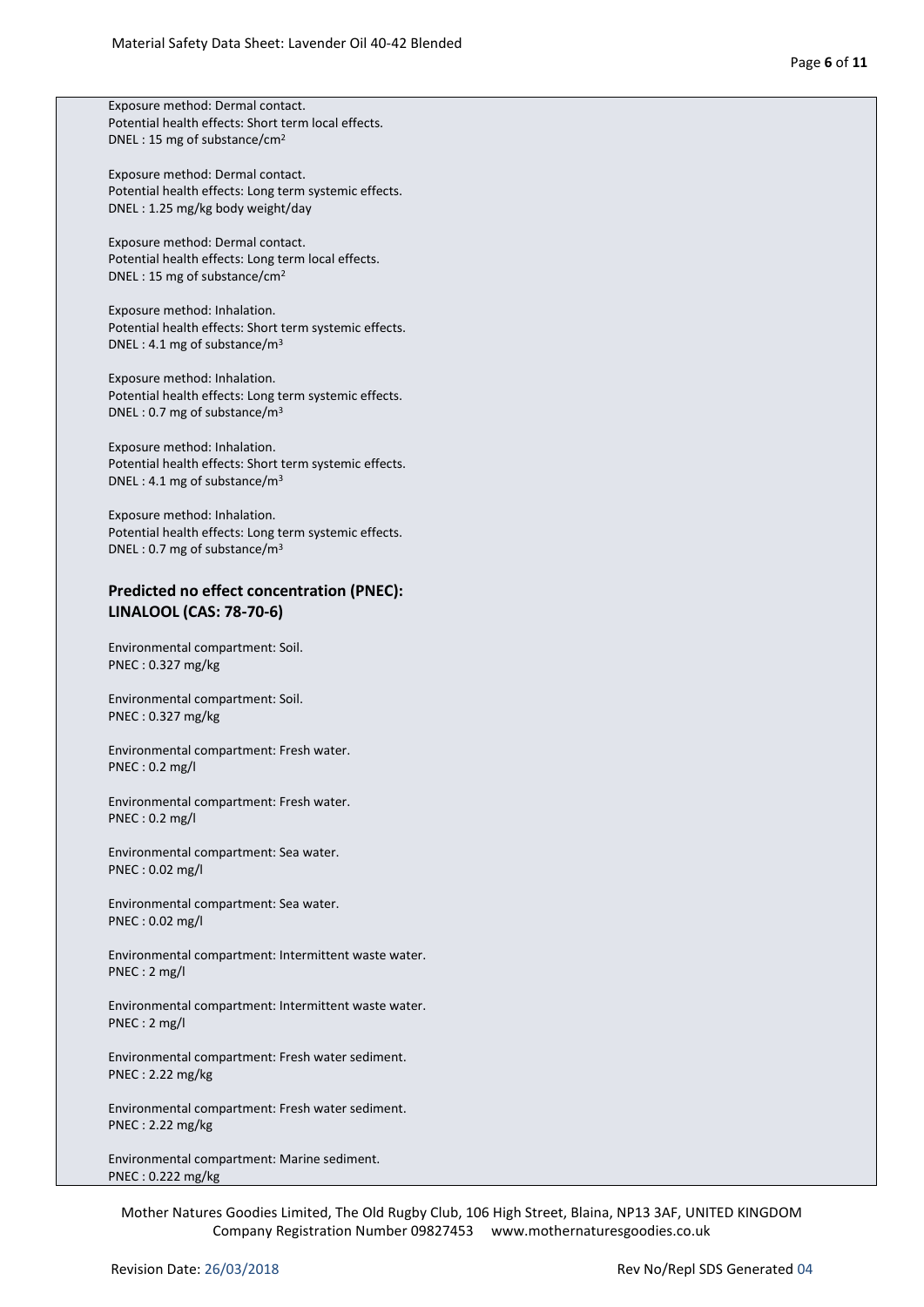Exposure method: Dermal contact.
Potential health effects: Short term local effects.
DNEL : 15 mg of substance/cm$^2$

Exposure method: Dermal contact.
Potential health effects: Long term systemic effects.
DNEL : 1.25 mg/kg body weight/day

Exposure method: Dermal contact.
Potential health effects: Long term local effects.
DNEL : 15 mg of substance/cm$^2$

Exposure method: Inhalation.
Potential health effects: Short term systemic effects.
DNEL : 4.1 mg of substance/m$^3$

Exposure method: Inhalation.
Potential health effects: Long term systemic effects.
DNEL : 0.7 mg of substance/m$^3$

Exposure method: Inhalation.
Potential health effects: Short term systemic effects.
DNEL : 4.1 mg of substance/m$^3$

Exposure method: Inhalation.
Potential health effects: Long term systemic effects.
DNEL : 0.7 mg of substance/m$^3$

### Predicted no effect concentration (PNEC): LINALOOL (CAS: 78-70-6)

Environmental compartment: Soil.
PNEC : 0.327 mg/kg

Environmental compartment: Soil.
PNEC : 0.327 mg/kg

Environmental compartment: Fresh water.
PNEC : 0.2 mg/l

Environmental compartment: Fresh water.
PNEC : 0.2 mg/l

Environmental compartment: Sea water.
PNEC : 0.02 mg/l

Environmental compartment: Sea water.
PNEC : 0.02 mg/l

Environmental compartment: Intermittent waste water.
PNEC : 2 mg/l

Environmental compartment: Intermittent waste water.
PNEC : 2 mg/l

Environmental compartment: Fresh water sediment.
PNEC : 2.22 mg/kg

Environmental compartment: Fresh water sediment.
PNEC : 2.22 mg/kg

Environmental compartment: Marine sediment.
PNEC : 0.222 mg/kg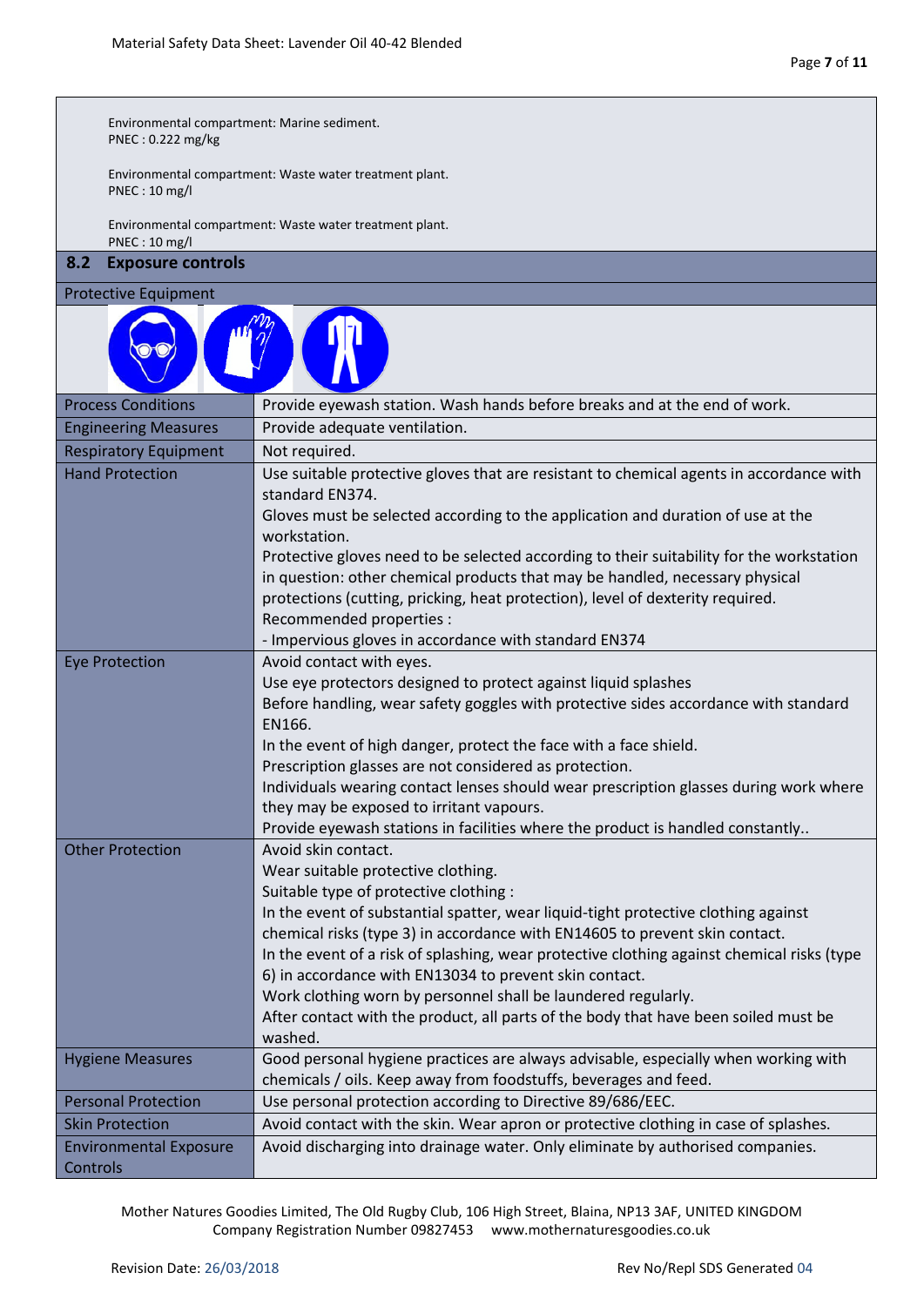Environmental compartment: Marine sediment.
PNEC : 0.222 mg/kg

Environmental compartment: Waste water treatment plant.
PNEC : 10 mg/l

Environmental compartment: Waste water treatment plant.
PNEC : 10 mg/l

## 8.2 Exposure controls

Protective Equipment

| | |
|---|---|
| Process Conditions | Provide eyewash station. Wash hands before breaks and at the end of work. |
| Engineering Measures | Provide adequate ventilation. |
| Respiratory Equipment | Not required. |
| Hand Protection | Use suitable protective gloves that are resistant to chemical agents in accordance with standard EN374.<br>Gloves must be selected according to the application and duration of use at the workstation.<br>Protective gloves need to be selected according to their suitability for the workstation in question: other chemical products that may be handled, necessary physical protections (cutting, pricking, heat protection), level of dexterity required.<br>Recommended properties :<br>- Impervious gloves in accordance with standard EN374 |
| Eye Protection | Avoid contact with eyes.<br>Use eye protectors designed to protect against liquid splashes<br>Before handling, wear safety goggles with protective sides accordance with standard EN166.<br>In the event of high danger, protect the face with a face shield.<br>Prescription glasses are not considered as protection.<br>Individuals wearing contact lenses should wear prescription glasses during work where they may be exposed to irritant vapours.<br>Provide eyewash stations in facilities where the product is handled constantly.. |
| Other Protection | Avoid skin contact.<br>Wear suitable protective clothing.<br>Suitable type of protective clothing :<br>In the event of substantial spatter, wear liquid-tight protective clothing against chemical risks (type 3) in accordance with EN14605 to prevent skin contact.<br>In the event of a risk of splashing, wear protective clothing against chemical risks (type 6) in accordance with EN13034 to prevent skin contact.<br>Work clothing worn by personnel shall be laundered regularly.<br>After contact with the product, all parts of the body that have been soiled must be washed. |
| Hygiene Measures | Good personal hygiene practices are always advisable, especially when working with chemicals / oils. Keep away from foodstuffs, beverages and feed. |
| Personal Protection | Use personal protection according to Directive 89/686/EEC. |
| Skin Protection | Avoid contact with the skin. Wear apron or protective clothing in case of splashes. |
| Environmental Exposure Controls | Avoid discharging into drainage water. Only eliminate by authorised companies. |

Mother Natures Goodies Limited, The Old Rugby Club, 106 High Street, Blaina, NP13 3AF, UNITED KINGDOM
Company Registration Number 09827453 www.mothernaturesgoodies.co.uk

Revision Date: 26/03/2018 Rev No/Repl SDS Generated 04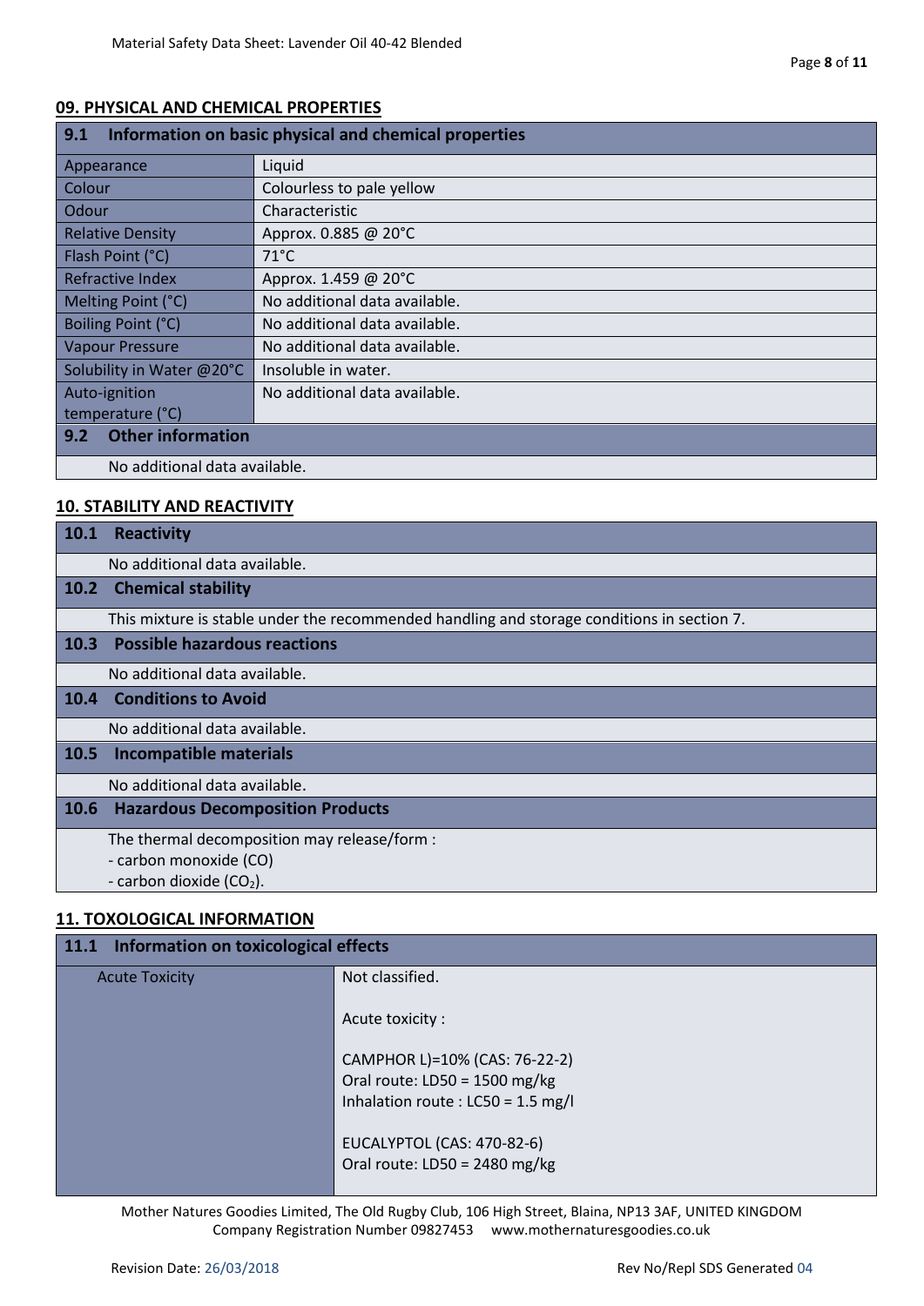## 09. PHYSICAL AND CHEMICAL PROPERTIES

### 9.1 Information on basic physical and chemical properties

| Property | Value |
|---|---|
| Appearance | Liquid |
| Colour | Colourless to pale yellow |
| Odour | Characteristic |
| Relative Density | Approx. 0.885 @ 20°C |
| Flash Point (°C) | 71°C |
| Refractive Index | Approx. 1.459 @ 20°C |
| Melting Point (°C) | No additional data available. |
| Boiling Point (°C) | No additional data available. |
| Vapour Pressure | No additional data available. |
| Solubility in Water @20°C | Insoluble in water. |
| Auto-ignition temperature (°C) | No additional data available. |

### 9.2 Other information

No additional data available.

## 10. STABILITY AND REACTIVITY

### 10.1 Reactivity

No additional data available.

### 10.2 Chemical stability

This mixture is stable under the recommended handling and storage conditions in section 7.

### 10.3 Possible hazardous reactions

No additional data available.

### 10.4 Conditions to Avoid

No additional data available.

### 10.5 Incompatible materials

No additional data available.

### 10.6 Hazardous Decomposition Products

The thermal decomposition may release/form :
- carbon monoxide (CO)
- carbon dioxide ($CO_2$).

## 11. TOXOLOGICAL INFORMATION

### 11.1 Information on toxicological effects

| Effect | Information |
|---|---|
| Acute Toxicity | Not classified.<br><br>Acute toxicity :<br><br>CAMPHOR L)=10% (CAS: 76-22-2)<br>Oral route: LD50 = 1500 mg/kg<br>Inhalation route : LC50 = 1.5 mg/l<br><br>EUCALYPTOL (CAS: 470-82-6)<br>Oral route: LD50 = 2480 mg/kg |

Mother Natures Goodies Limited, The Old Rugby Club, 106 High Street, Blaina, NP13 3AF, UNITED KINGDOM
Company Registration Number 09827453 www.mothernaturesgoodies.co.uk

Revision Date: 26/03/2018 Rev No/Repl SDS Generated 04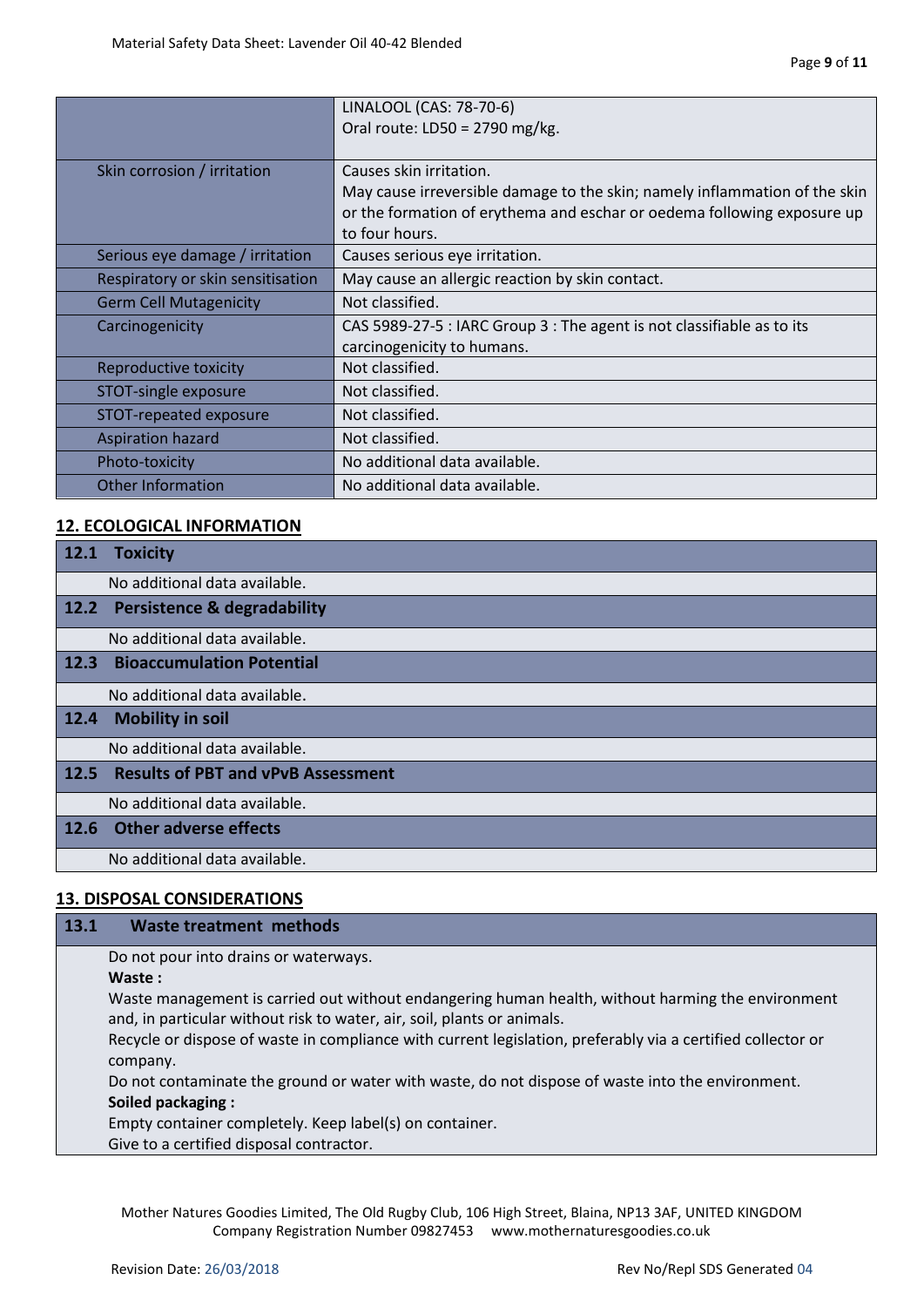| | |
|---|---|
| | LINALOOL (CAS: 78-70-6)<br>Oral route: LD50 = 2790 mg/kg. |
| Skin corrosion / irritation | Causes skin irritation.<br>May cause irreversible damage to the skin; namely inflammation of the skin or the formation of erythema and eschar or oedema following exposure up to four hours. |
| Serious eye damage / irritation | Causes serious eye irritation. |
| Respiratory or skin sensitisation | May cause an allergic reaction by skin contact. |
| Germ Cell Mutagenicity | Not classified. |
| Carcinogenicity | CAS 5989-27-5 : IARC Group 3 : The agent is not classifiable as to its carcinogenicity to humans. |
| Reproductive toxicity | Not classified. |
| STOT-single exposure | Not classified. |
| STOT-repeated exposure | Not classified. |
| Aspiration hazard | Not classified. |
| Photo-toxicity | No additional data available. |
| Other Information | No additional data available. |

## 12. ECOLOGICAL INFORMATION

### 12.1 Toxicity

No additional data available.

### 12.2 Persistence & degradability

No additional data available.

### 12.3 Bioaccumulation Potential

No additional data available.

### 12.4 Mobility in soil

No additional data available.

### 12.5 Results of PBT and vPvB Assessment

No additional data available.

### 12.6 Other adverse effects

No additional data available.

## 13. DISPOSAL CONSIDERATIONS

### 13.1 Waste treatment methods

Do not pour into drains or waterways.

**Waste :**

Waste management is carried out without endangering human health, without harming the environment and, in particular without risk to water, air, soil, plants or animals.

Recycle or dispose of waste in compliance with current legislation, preferably via a certified collector or company.

Do not contaminate the ground or water with waste, do not dispose of waste into the environment.

**Soiled packaging :**

Empty container completely. Keep label(s) on container.

Give to a certified disposal contractor.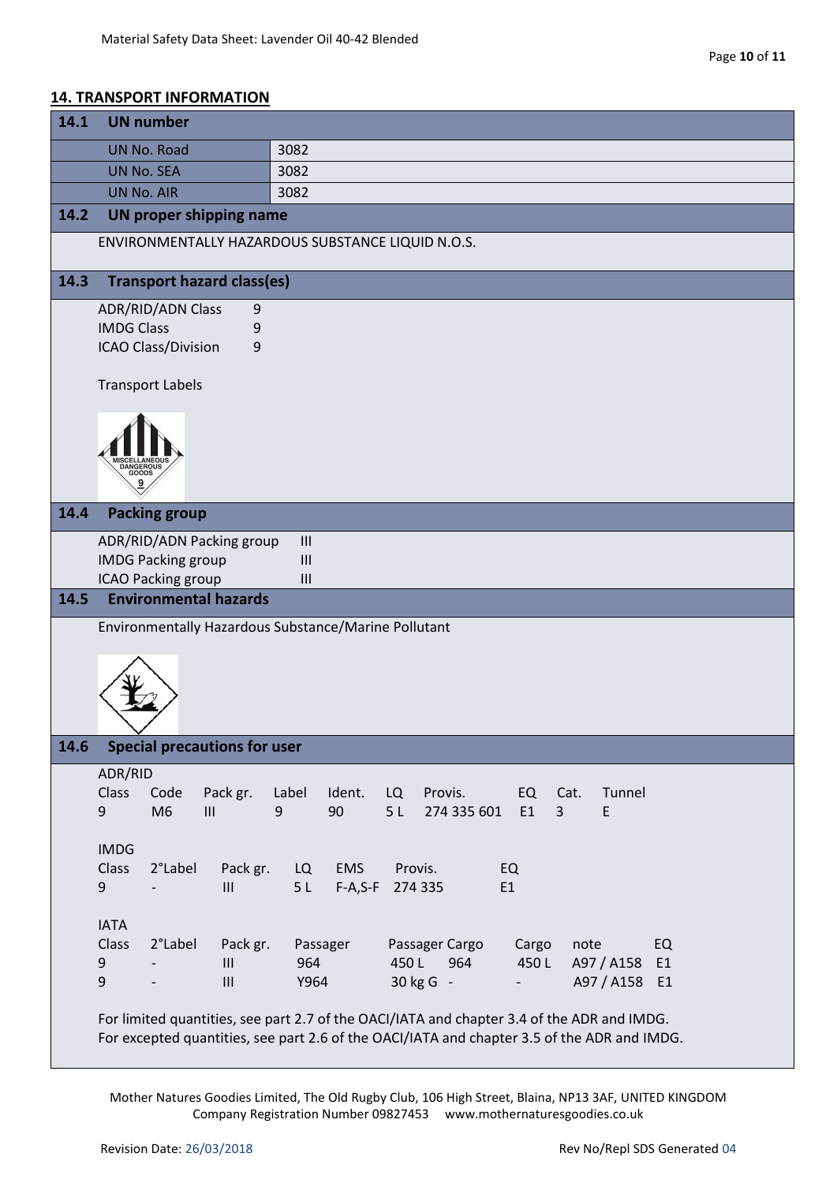## 14. TRANSPORT INFORMATION

### 14.1 UN number

| | |
|---|---|
| UN No. Road | 3082 |
| UN No. SEA | 3082 |
| UN No. AIR | 3082 |

### 14.2 UN proper shipping name

ENVIRONMENTALLY HAZARDOUS SUBSTANCE LIQUID N.O.S.

### 14.3 Transport hazard class(es)

ADR/RID/ADN Class 9
IMDG Class 9
ICAO Class/Division 9

Transport Labels

### 14.4 Packing group

ADR/RID/ADN Packing group III
IMDG Packing group III
ICAO Packing group III

### 14.5 Environmental hazards

Environmentally Hazardous Substance/Marine Pollutant

### 14.6 Special precautions for user

ADR/RID

| Class | Code | Pack gr. | Label | Ident. | LQ | Provis. | EQ | Cat. | Tunnel |
|---|---|---|---|---|---|---|---|---|---|
| 9 | M6 | III | 9 | 90 | 5 L | 274 335 601 | E1 | 3 | E |

IMDG

| Class | 2°Label | Pack gr. | LQ | EMS | Provis. | EQ |
|---|---|---|---|---|---|---|
| 9 | - | III | 5 L | F-A,S-F | 274 335 | E1 |

IATA

| Class | 2°Label | Pack gr. | Passager | Passager Cargo | | Cargo | note | EQ |
|---|---|---|---|---|---|---|---|---|
| 9 | - | III | 964 | 450 L | 964 | 450 L | A97 / A158 | E1 |
| 9 | - | III | Y964 | 30 kg G | - | - | A97 / A158 | E1 |

For limited quantities, see part 2.7 of the OACI/IATA and chapter 3.4 of the ADR and IMDG.
For excepted quantities, see part 2.6 of the OACI/IATA and chapter 3.5 of the ADR and IMDG.

Mother Natures Goodies Limited, The Old Rugby Club, 106 High Street, Blaina, NP13 3AF, UNITED KINGDOM
Company Registration Number 09827453 www.mothernaturesgoodies.co.uk

Revision Date: 26/03/2018 Rev No/Repl SDS Generated 04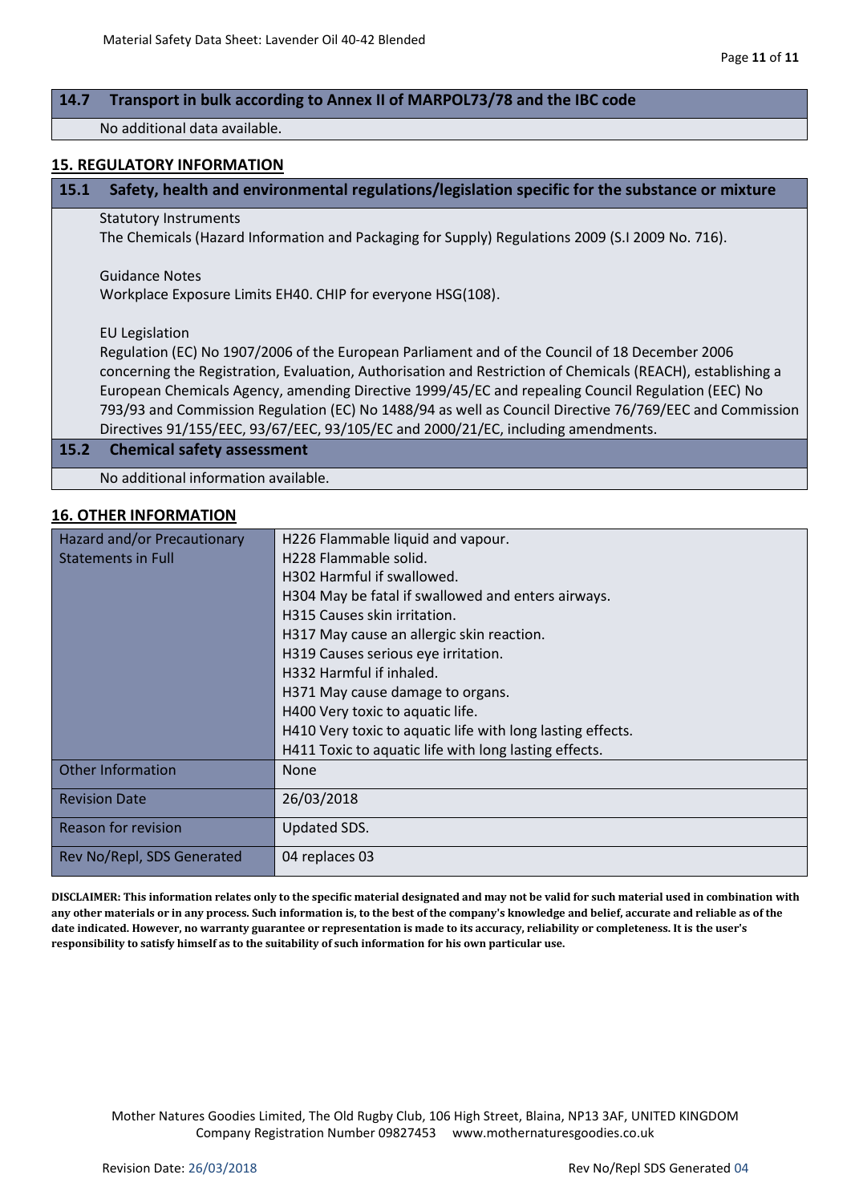### 14.7 Transport in bulk according to Annex II of MARPOL73/78 and the IBC code

No additional data available.

## 15. REGULATORY INFORMATION

### 15.1 Safety, health and environmental regulations/legislation specific for the substance or mixture

Statutory Instruments
The Chemicals (Hazard Information and Packaging for Supply) Regulations 2009 (S.I 2009 No. 716).

Guidance Notes
Workplace Exposure Limits EH40. CHIP for everyone HSG(108).

EU Legislation
Regulation (EC) No 1907/2006 of the European Parliament and of the Council of 18 December 2006 concerning the Registration, Evaluation, Authorisation and Restriction of Chemicals (REACH), establishing a European Chemicals Agency, amending Directive 1999/45/EC and repealing Council Regulation (EEC) No 793/93 and Commission Regulation (EC) No 1488/94 as well as Council Directive 76/769/EEC and Commission Directives 91/155/EEC, 93/67/EEC, 93/105/EC and 2000/21/EC, including amendments.

### 15.2 Chemical safety assessment

No additional information available.

## 16. OTHER INFORMATION

| | |
|---|---|
| Hazard and/or Precautionary Statements in Full | H226 Flammable liquid and vapour.<br>H228 Flammable solid.<br>H302 Harmful if swallowed.<br>H304 May be fatal if swallowed and enters airways.<br>H315 Causes skin irritation.<br>H317 May cause an allergic skin reaction.<br>H319 Causes serious eye irritation.<br>H332 Harmful if inhaled.<br>H371 May cause damage to organs.<br>H400 Very toxic to aquatic life.<br>H410 Very toxic to aquatic life with long lasting effects.<br>H411 Toxic to aquatic life with long lasting effects. |
| Other Information | None |
| Revision Date | 26/03/2018 |
| Reason for revision | Updated SDS. |
| Rev No/Repl, SDS Generated | 04 replaces 03 |

**DISCLAIMER: This information relates only to the specific material designated and may not be valid for such material used in combination with any other materials or in any process. Such information is, to the best of the company's knowledge and belief, accurate and reliable as of the date indicated. However, no warranty guarantee or representation is made to its accuracy, reliability or completeness. It is the user's responsibility to satisfy himself as to the suitability of such information for his own particular use.**

Mother Natures Goodies Limited, The Old Rugby Club, 106 High Street, Blaina, NP13 3AF, UNITED KINGDOM
Company Registration Number 09827453 www.mothernaturesgoodies.co.uk